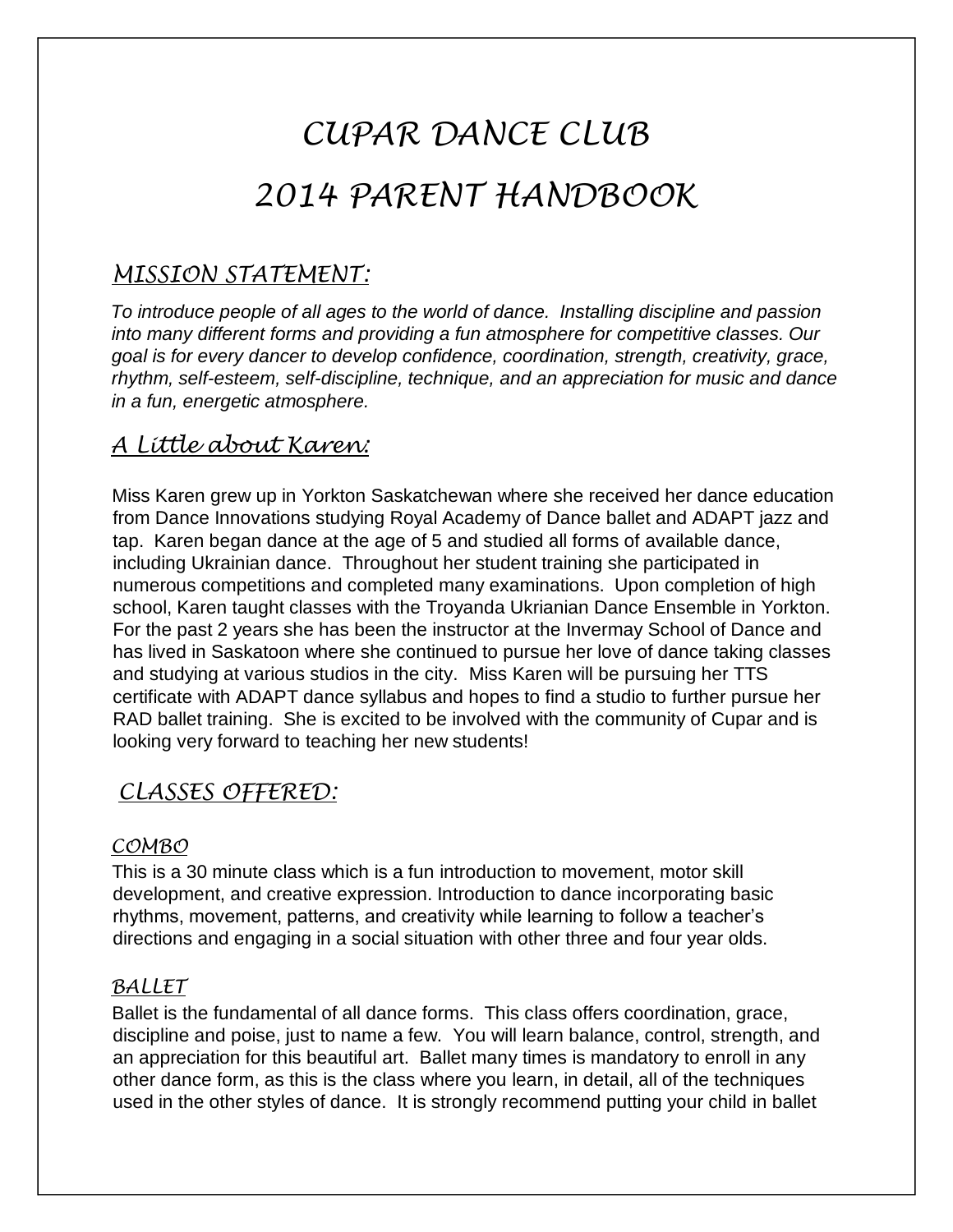# CUPAR DANCE CLUB

# 2014 PARENT HANDBOOK

## MISSION STATEMENT:

*To introduce people of all ages to the world of dance. Installing discipline and passion into many different forms and providing a fun atmosphere for competitive classes. Our goal is for every dancer to develop confidence, coordination, strength, creativity, grace, rhythm, self-esteem, self-discipline, technique, and an appreciation for music and dance in a fun, energetic atmosphere.*

## A Little about Karen:

Miss Karen grew up in Yorkton Saskatchewan where she received her dance education from Dance Innovations studying Royal Academy of Dance ballet and ADAPT jazz and tap. Karen began dance at the age of 5 and studied all forms of available dance, including Ukrainian dance. Throughout her student training she participated in numerous competitions and completed many examinations. Upon completion of high school, Karen taught classes with the Troyanda Ukrianian Dance Ensemble in Yorkton. For the past 2 years she has been the instructor at the Invermay School of Dance and has lived in Saskatoon where she continued to pursue her love of dance taking classes and studying at various studios in the city. Miss Karen will be pursuing her TTS certificate with ADAPT dance syllabus and hopes to find a studio to further pursue her RAD ballet training. She is excited to be involved with the community of Cupar and is looking very forward to teaching her new students!

## CLASSES OFFERED:

### COMBO

This is a 30 minute class which is a fun introduction to movement, motor skill development, and creative expression. Introduction to dance incorporating basic rhythms, movement, patterns, and creativity while learning to follow a teacher's directions and engaging in a social situation with other three and four year olds.

### BALLET

Ballet is the fundamental of all dance forms. This class offers coordination, grace, discipline and poise, just to name a few. You will learn balance, control, strength, and an appreciation for this beautiful art. Ballet many times is mandatory to enroll in any other dance form, as this is the class where you learn, in detail, all of the techniques used in the other styles of dance. It is strongly recommend putting your child in ballet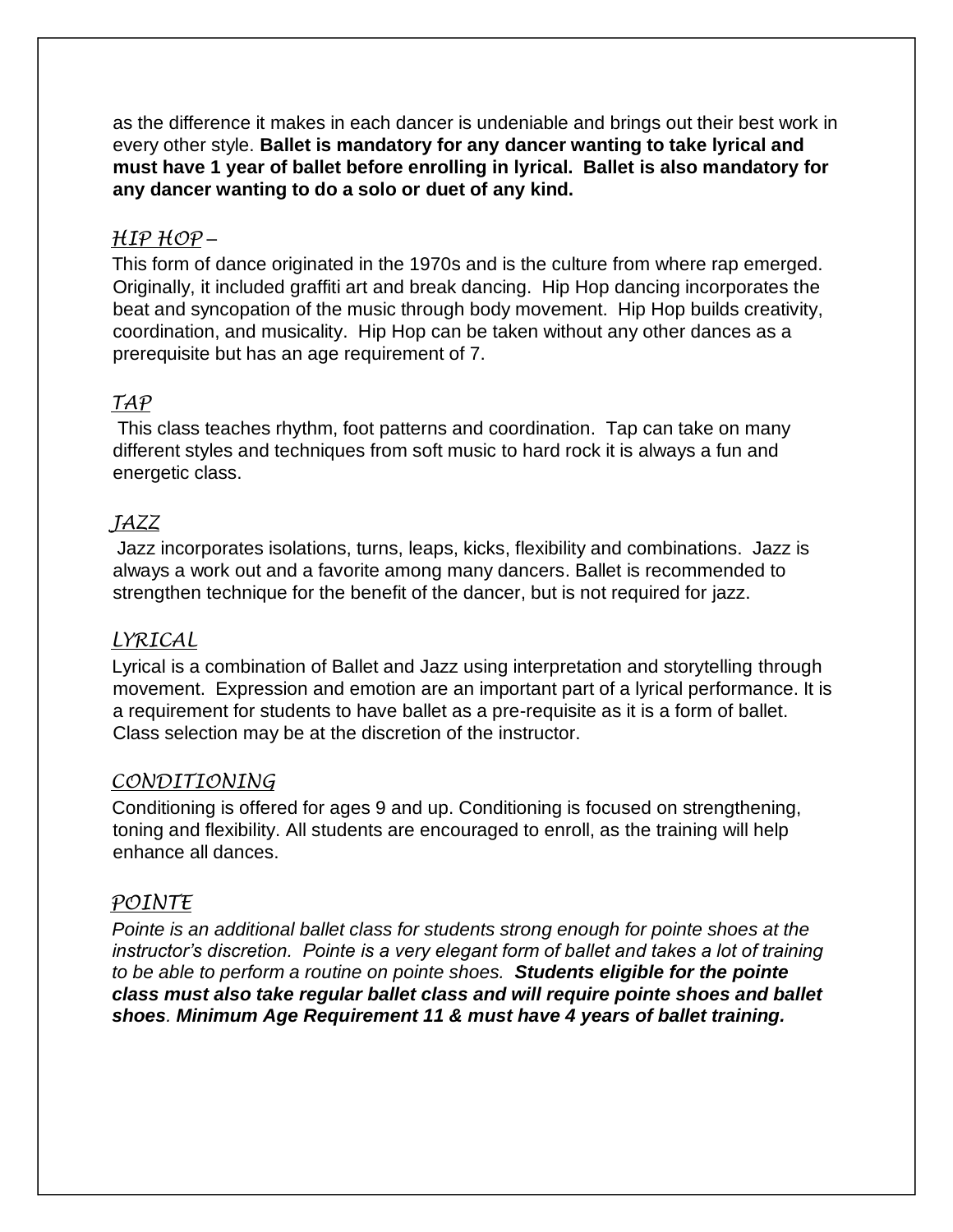as the difference it makes in each dancer is undeniable and brings out their best work in every other style. **Ballet is mandatory for any dancer wanting to take lyrical and must have 1 year of ballet before enrolling in lyrical. Ballet is also mandatory for any dancer wanting to do a solo or duet of any kind.**

## *HIP HOP* –

This form of dance originated in the 1970s and is the culture from where rap emerged. Originally, it included graffiti art and break dancing. Hip Hop dancing incorporates the beat and syncopation of the music through body movement. Hip Hop builds creativity, coordination, and musicality. Hip Hop can be taken without any other dances as a prerequisite but has an age requirement of 7.

## *TAP*

This class teaches rhythm, foot patterns and coordination. Tap can take on many different styles and techniques from soft music to hard rock it is always a fun and energetic class.

## *JAZZ*

Jazz incorporates isolations, turns, leaps, kicks, flexibility and combinations. Jazz is always a work out and a favorite among many dancers. Ballet is recommended to strengthen technique for the benefit of the dancer, but is not required for jazz.

## *LYRICAL*

Lyrical is a combination of Ballet and Jazz using interpretation and storytelling through movement. Expression and emotion are an important part of a lyrical performance. It is a requirement for students to have ballet as a pre-requisite as it is a form of ballet. Class selection may be at the discretion of the instructor.

## *CONDITIONING*

Conditioning is offered for ages 9 and up. Conditioning is focused on strengthening, toning and flexibility. All students are encouraged to enroll, as the training will help enhance all dances.

## *POINTE*

*Pointe is an additional ballet class for students strong enough for pointe shoes at the instructor's discretion. Pointe is a very elegant form of ballet and takes a lot of training to be able to perform a routine on pointe shoes.* ***Students eligible for the pointe class must also take regular ballet class and will require pointe shoes and ballet shoes****.* ***Minimum Age Requirement 11 & must have 4 years of ballet training.***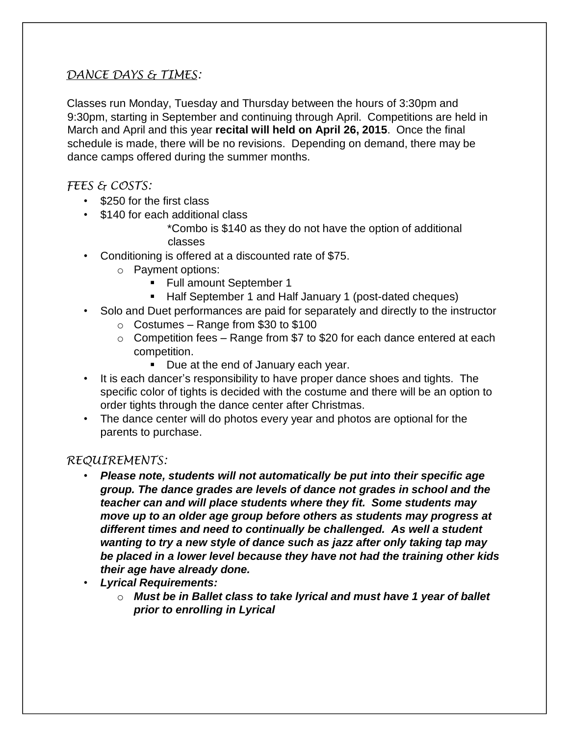## *DANCE DAYS & TIMES:*

Classes run Monday, Tuesday and Thursday between the hours of 3:30pm and 9:30pm, starting in September and continuing through April. Competitions are held in March and April and this year **recital will held on April 26, 2015**. Once the final schedule is made, there will be no revisions. Depending on demand, there may be dance camps offered during the summer months.

## *FEES & COSTS:*

- $250 for the first class
- $140 for each additional class
  - *Combo is $140 as they do not have the option of additional classes
- Conditioning is offered at a discounted rate of $75.
  - Payment options:
    - Full amount September 1
    - Half September 1 and Half January 1 (post-dated cheques)
- Solo and Duet performances are paid for separately and directly to the instructor
  - Costumes – Range from $30 to $100
  - Competition fees – Range from $7 to $20 for each dance entered at each competition.
    - Due at the end of January each year.
- It is each dancer's responsibility to have proper dance shoes and tights. The specific color of tights is decided with the costume and there will be an option to order tights through the dance center after Christmas.
- The dance center will do photos every year and photos are optional for the parents to purchase.

## *REQUIREMENTS:*

- ***Please note, students will not automatically be put into their specific age group. The dance grades are levels of dance not grades in school and the teacher can and will place students where they fit. Some students may move up to an older age group before others as students may progress at different times and need to continually be challenged. As well a student wanting to try a new style of dance such as jazz after only taking tap may be placed in a lower level because they have not had the training other kids their age have already done.***
- ***Lyrical Requirements:***
  - ***Must be in Ballet class to take lyrical and must have 1 year of ballet prior to enrolling in Lyrical***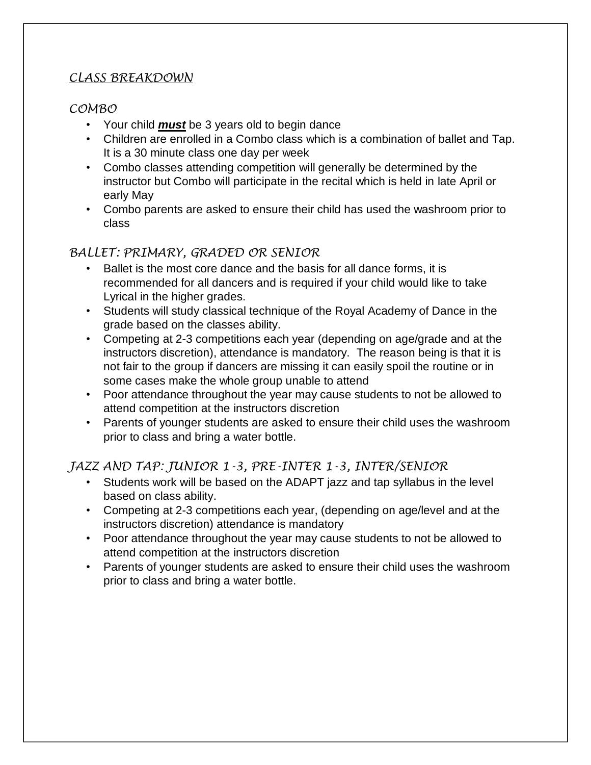## *CLASS BREAKDOWN*

### *COMBO*

- Your child ***must*** be 3 years old to begin dance
- Children are enrolled in a Combo class which is a combination of ballet and Tap. It is a 30 minute class one day per week
- Combo classes attending competition will generally be determined by the instructor but Combo will participate in the recital which is held in late April or early May
- Combo parents are asked to ensure their child has used the washroom prior to class

### *BALLET: PRIMARY, GRADED OR SENIOR*

- Ballet is the most core dance and the basis for all dance forms, it is recommended for all dancers and is required if your child would like to take Lyrical in the higher grades.
- Students will study classical technique of the Royal Academy of Dance in the grade based on the classes ability.
- Competing at 2-3 competitions each year (depending on age/grade and at the instructors discretion), attendance is mandatory. The reason being is that it is not fair to the group if dancers are missing it can easily spoil the routine or in some cases make the whole group unable to attend
- Poor attendance throughout the year may cause students to not be allowed to attend competition at the instructors discretion
- Parents of younger students are asked to ensure their child uses the washroom prior to class and bring a water bottle.

### *JAZZ AND TAP: JUNIOR 1-3, PRE-INTER 1-3, INTER/SENIOR*

- Students work will be based on the ADAPT jazz and tap syllabus in the level based on class ability.
- Competing at 2-3 competitions each year, (depending on age/level and at the instructors discretion) attendance is mandatory
- Poor attendance throughout the year may cause students to not be allowed to attend competition at the instructors discretion
- Parents of younger students are asked to ensure their child uses the washroom prior to class and bring a water bottle.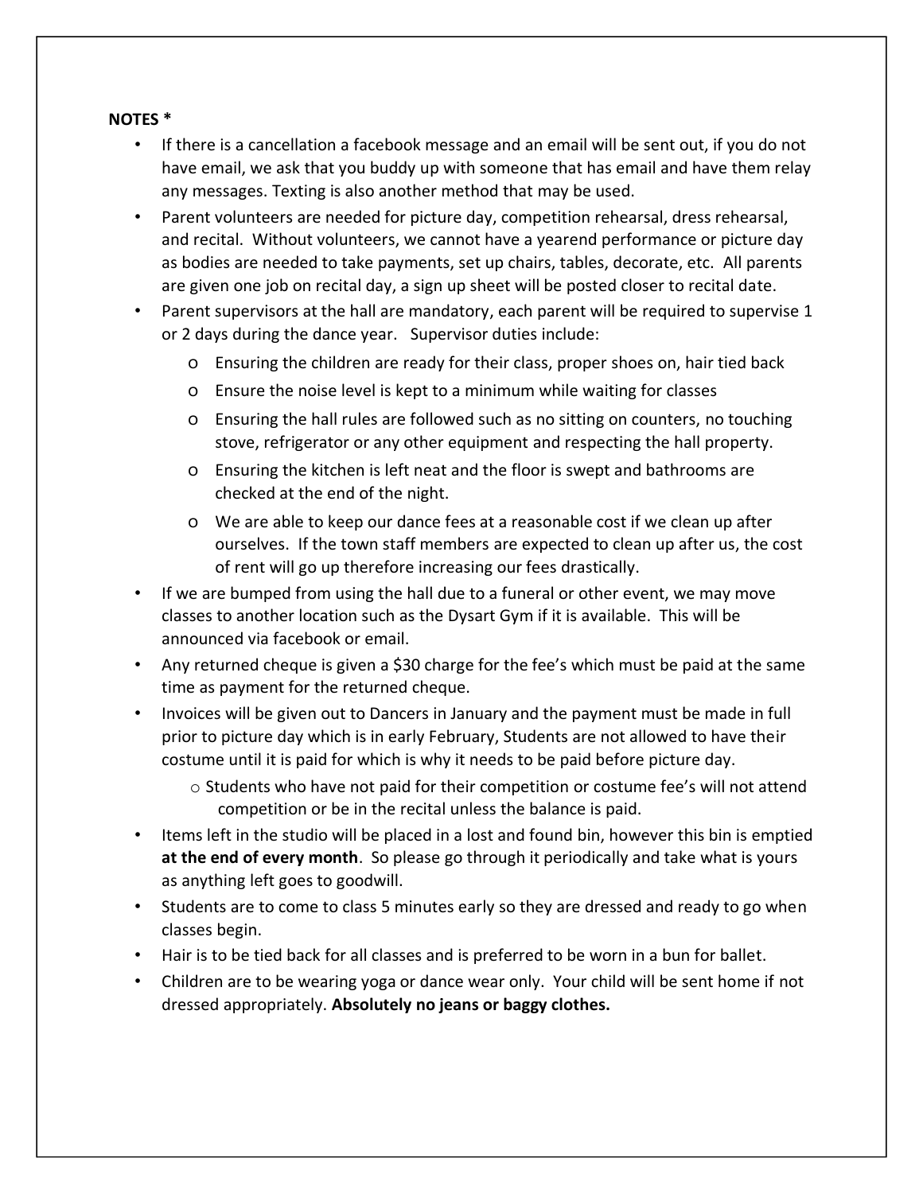**NOTES ***

- If there is a cancellation a facebook message and an email will be sent out, if you do not have email, we ask that you buddy up with someone that has email and have them relay any messages. Texting is also another method that may be used.
- Parent volunteers are needed for picture day, competition rehearsal, dress rehearsal, and recital. Without volunteers, we cannot have a yearend performance or picture day as bodies are needed to take payments, set up chairs, tables, decorate, etc. All parents are given one job on recital day, a sign up sheet will be posted closer to recital date.
- Parent supervisors at the hall are mandatory, each parent will be required to supervise 1 or 2 days during the dance year. Supervisor duties include:
  - Ensuring the children are ready for their class, proper shoes on, hair tied back
  - Ensure the noise level is kept to a minimum while waiting for classes
  - Ensuring the hall rules are followed such as no sitting on counters, no touching stove, refrigerator or any other equipment and respecting the hall property.
  - Ensuring the kitchen is left neat and the floor is swept and bathrooms are checked at the end of the night.
  - We are able to keep our dance fees at a reasonable cost if we clean up after ourselves. If the town staff members are expected to clean up after us, the cost of rent will go up therefore increasing our fees drastically.
- If we are bumped from using the hall due to a funeral or other event, we may move classes to another location such as the Dysart Gym if it is available. This will be announced via facebook or email.
- Any returned cheque is given a $30 charge for the fee's which must be paid at the same time as payment for the returned cheque.
- Invoices will be given out to Dancers in January and the payment must be made in full prior to picture day which is in early February, Students are not allowed to have their costume until it is paid for which is why it needs to be paid before picture day.
  - Students who have not paid for their competition or costume fee's will not attend competition or be in the recital unless the balance is paid.
- Items left in the studio will be placed in a lost and found bin, however this bin is emptied **at the end of every month**. So please go through it periodically and take what is yours as anything left goes to goodwill.
- Students are to come to class 5 minutes early so they are dressed and ready to go when classes begin.
- Hair is to be tied back for all classes and is preferred to be worn in a bun for ballet.
- Children are to be wearing yoga or dance wear only. Your child will be sent home if not dressed appropriately. **Absolutely no jeans or baggy clothes.**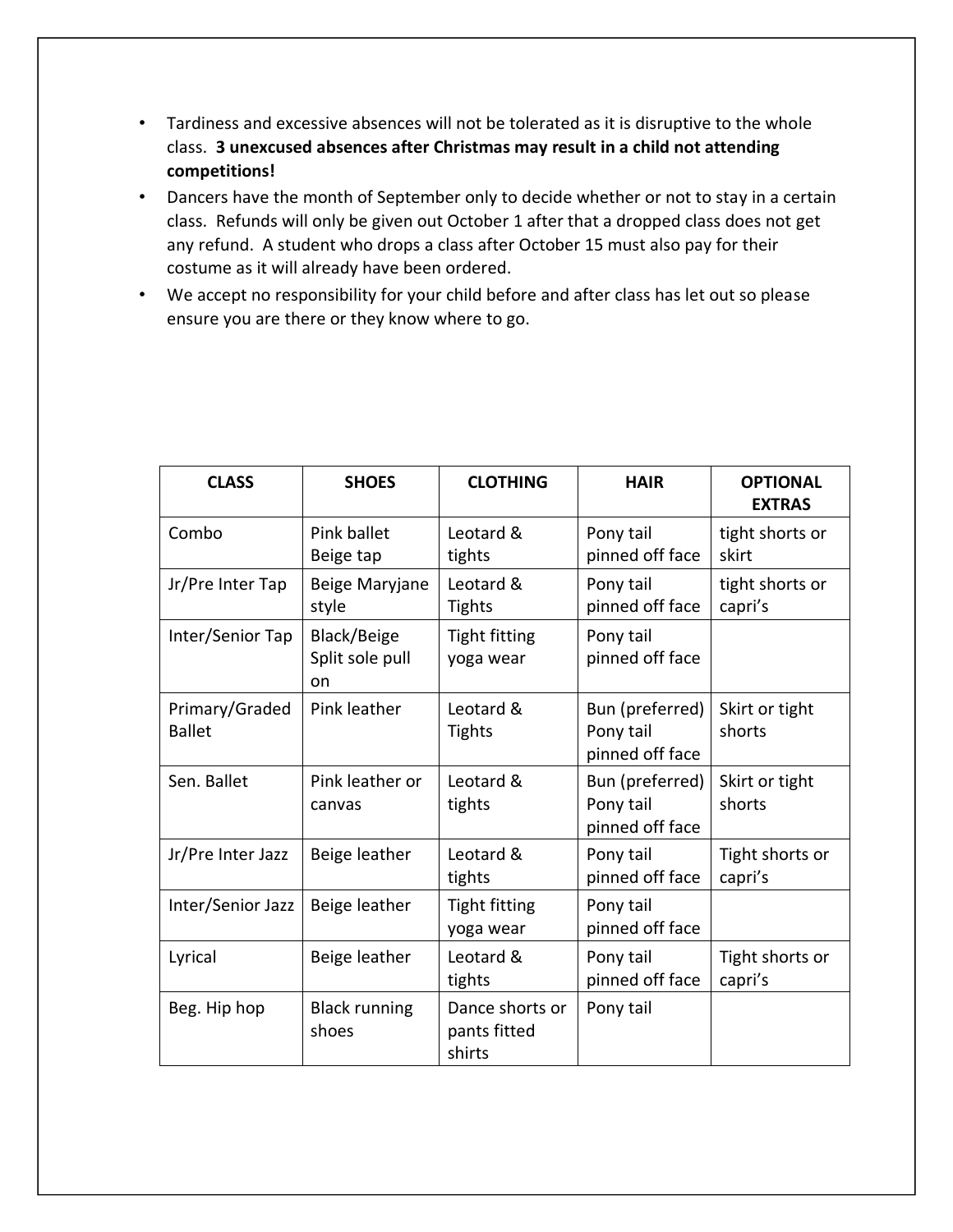- Tardiness and excessive absences will not be tolerated as it is disruptive to the whole class. **3 unexcused absences after Christmas may result in a child not attending competitions!**
- Dancers have the month of September only to decide whether or not to stay in a certain class. Refunds will only be given out October 1 after that a dropped class does not get any refund. A student who drops a class after October 15 must also pay for their costume as it will already have been ordered.
- We accept no responsibility for your child before and after class has let out so please ensure you are there or they know where to go.

| CLASS | SHOES | CLOTHING | HAIR | OPTIONAL EXTRAS |
|---|---|---|---|---|
| Combo | Pink ballet Beige tap | Leotard & tights | Pony tail pinned off face | tight shorts or skirt |
| Jr/Pre Inter Tap | Beige Maryjane style | Leotard & Tights | Pony tail pinned off face | tight shorts or capri's |
| Inter/Senior Tap | Black/Beige Split sole pull on | Tight fitting yoga wear | Pony tail pinned off face | |
| Primary/Graded Ballet | Pink leather | Leotard & Tights | Bun (preferred) Pony tail pinned off face | Skirt or tight shorts |
| Sen. Ballet | Pink leather or canvas | Leotard & tights | Bun (preferred) Pony tail pinned off face | Skirt or tight shorts |
| Jr/Pre Inter Jazz | Beige leather | Leotard & tights | Pony tail pinned off face | Tight shorts or capri's |
| Inter/Senior Jazz | Beige leather | Tight fitting yoga wear | Pony tail pinned off face | |
| Lyrical | Beige leather | Leotard & tights | Pony tail pinned off face | Tight shorts or capri's |
| Beg. Hip hop | Black running shoes | Dance shorts or pants fitted shirts | Pony tail | |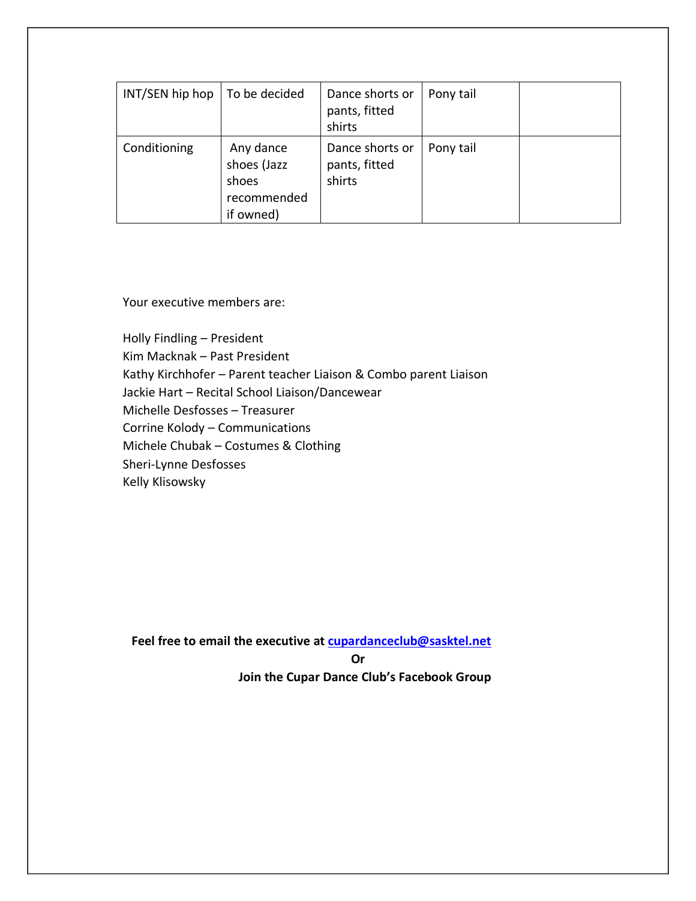| INT/SEN hip hop | To be decided | Dance shorts or pants, fitted shirts | Pony tail | |
|---|---|---|---|---|
| Conditioning | Any dance shoes (Jazz shoes recommended if owned) | Dance shorts or pants, fitted shirts | Pony tail | |

Your executive members are:

Holly Findling – President
Kim Macknak – Past President
Kathy Kirchhofer – Parent teacher Liaison & Combo parent Liaison
Jackie Hart – Recital School Liaison/Dancewear
Michelle Desfosses – Treasurer
Corrine Kolody – Communications
Michele Chubak – Costumes & Clothing
Sheri-Lynne Desfosses
Kelly Klisowsky

**Feel free to email the executive at [cupardanceclub@sasktel.net](mailto:cupardanceclub@sasktel.net)**

**Or**

**Join the Cupar Dance Club's Facebook Group**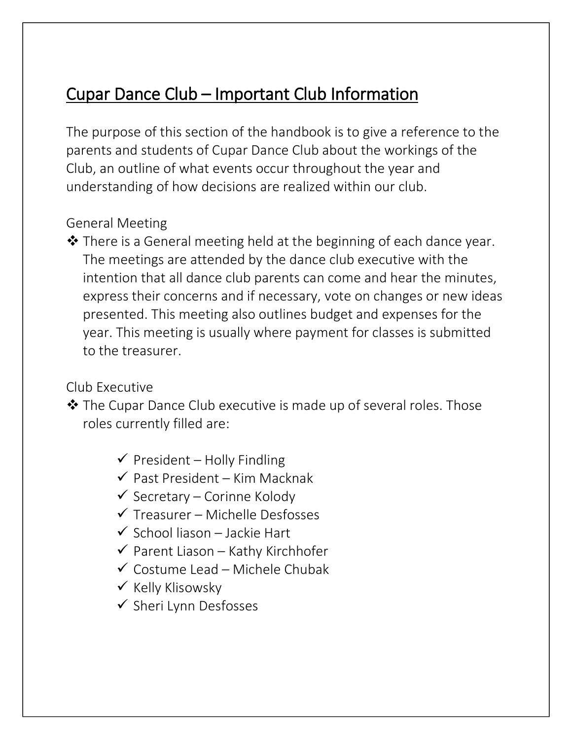# Cupar Dance Club – Important Club Information

The purpose of this section of the handbook is to give a reference to the parents and students of Cupar Dance Club about the workings of the Club, an outline of what events occur throughout the year and understanding of how decisions are realized within our club.

General Meeting

- There is a General meeting held at the beginning of each dance year. The meetings are attended by the dance club executive with the intention that all dance club parents can come and hear the minutes, express their concerns and if necessary, vote on changes or new ideas presented. This meeting also outlines budget and expenses for the year. This meeting is usually where payment for classes is submitted to the treasurer.

Club Executive

- The Cupar Dance Club executive is made up of several roles. Those roles currently filled are:
  - ✓ President – Holly Findling
  - ✓ Past President – Kim Macknak
  - ✓ Secretary – Corinne Kolody
  - ✓ Treasurer – Michelle Desfosses
  - ✓ School liason – Jackie Hart
  - ✓ Parent Liason – Kathy Kirchhofer
  - ✓ Costume Lead – Michele Chubak
  - ✓ Kelly Klisowsky
  - ✓ Sheri Lynn Desfosses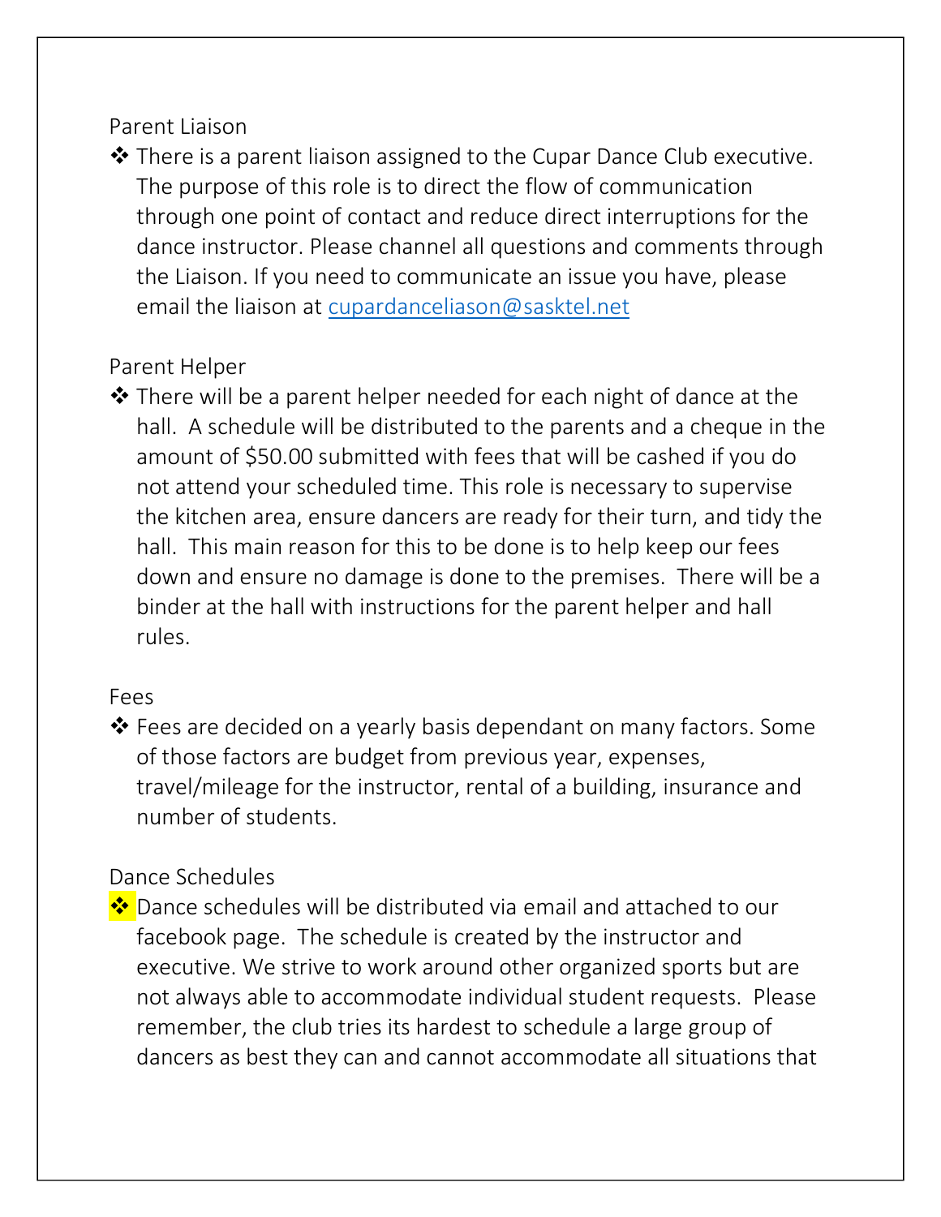Parent Liaison

- There is a parent liaison assigned to the Cupar Dance Club executive. The purpose of this role is to direct the flow of communication through one point of contact and reduce direct interruptions for the dance instructor. Please channel all questions and comments through the Liaison. If you need to communicate an issue you have, please email the liaison at [cupardanceliason@sasktel.net](mailto:cupardanceliason@sasktel.net)

Parent Helper

- There will be a parent helper needed for each night of dance at the hall. A schedule will be distributed to the parents and a cheque in the amount of $50.00 submitted with fees that will be cashed if you do not attend your scheduled time. This role is necessary to supervise the kitchen area, ensure dancers are ready for their turn, and tidy the hall. This main reason for this to be done is to help keep our fees down and ensure no damage is done to the premises. There will be a binder at the hall with instructions for the parent helper and hall rules.

Fees

- Fees are decided on a yearly basis dependant on many factors. Some of those factors are budget from previous year, expenses, travel/mileage for the instructor, rental of a building, insurance and number of students.

Dance Schedules

- Dance schedules will be distributed via email and attached to our facebook page. The schedule is created by the instructor and executive. We strive to work around other organized sports but are not always able to accommodate individual student requests. Please remember, the club tries its hardest to schedule a large group of dancers as best they can and cannot accommodate all situations that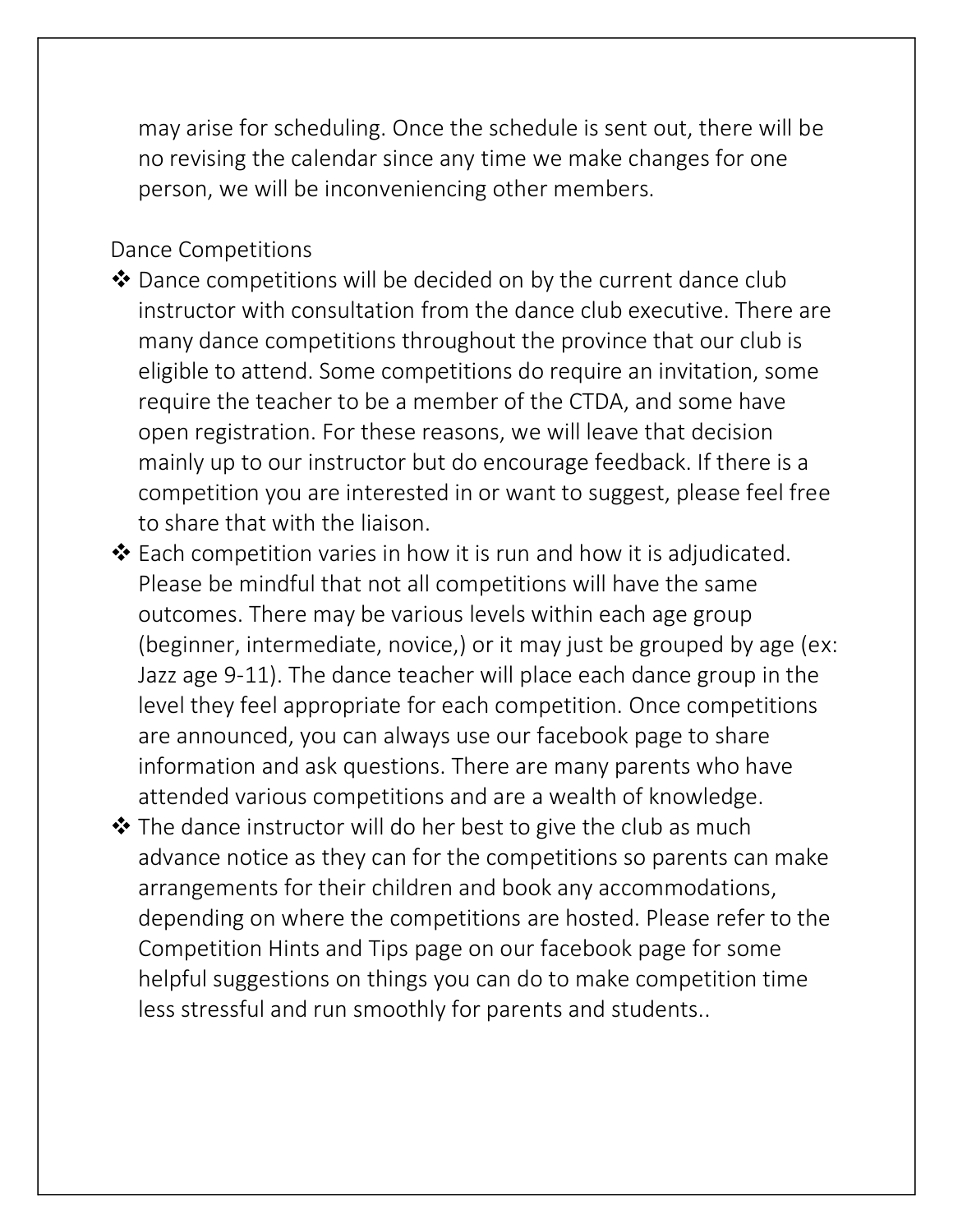may arise for scheduling. Once the schedule is sent out, there will be no revising the calendar since any time we make changes for one person, we will be inconveniencing other members.

Dance Competitions

- Dance competitions will be decided on by the current dance club instructor with consultation from the dance club executive. There are many dance competitions throughout the province that our club is eligible to attend. Some competitions do require an invitation, some require the teacher to be a member of the CTDA, and some have open registration. For these reasons, we will leave that decision mainly up to our instructor but do encourage feedback. If there is a competition you are interested in or want to suggest, please feel free to share that with the liaison.
- Each competition varies in how it is run and how it is adjudicated. Please be mindful that not all competitions will have the same outcomes. There may be various levels within each age group (beginner, intermediate, novice,) or it may just be grouped by age (ex: Jazz age 9-11). The dance teacher will place each dance group in the level they feel appropriate for each competition. Once competitions are announced, you can always use our facebook page to share information and ask questions. There are many parents who have attended various competitions and are a wealth of knowledge.
- The dance instructor will do her best to give the club as much advance notice as they can for the competitions so parents can make arrangements for their children and book any accommodations, depending on where the competitions are hosted. Please refer to the Competition Hints and Tips page on our facebook page for some helpful suggestions on things you can do to make competition time less stressful and run smoothly for parents and students..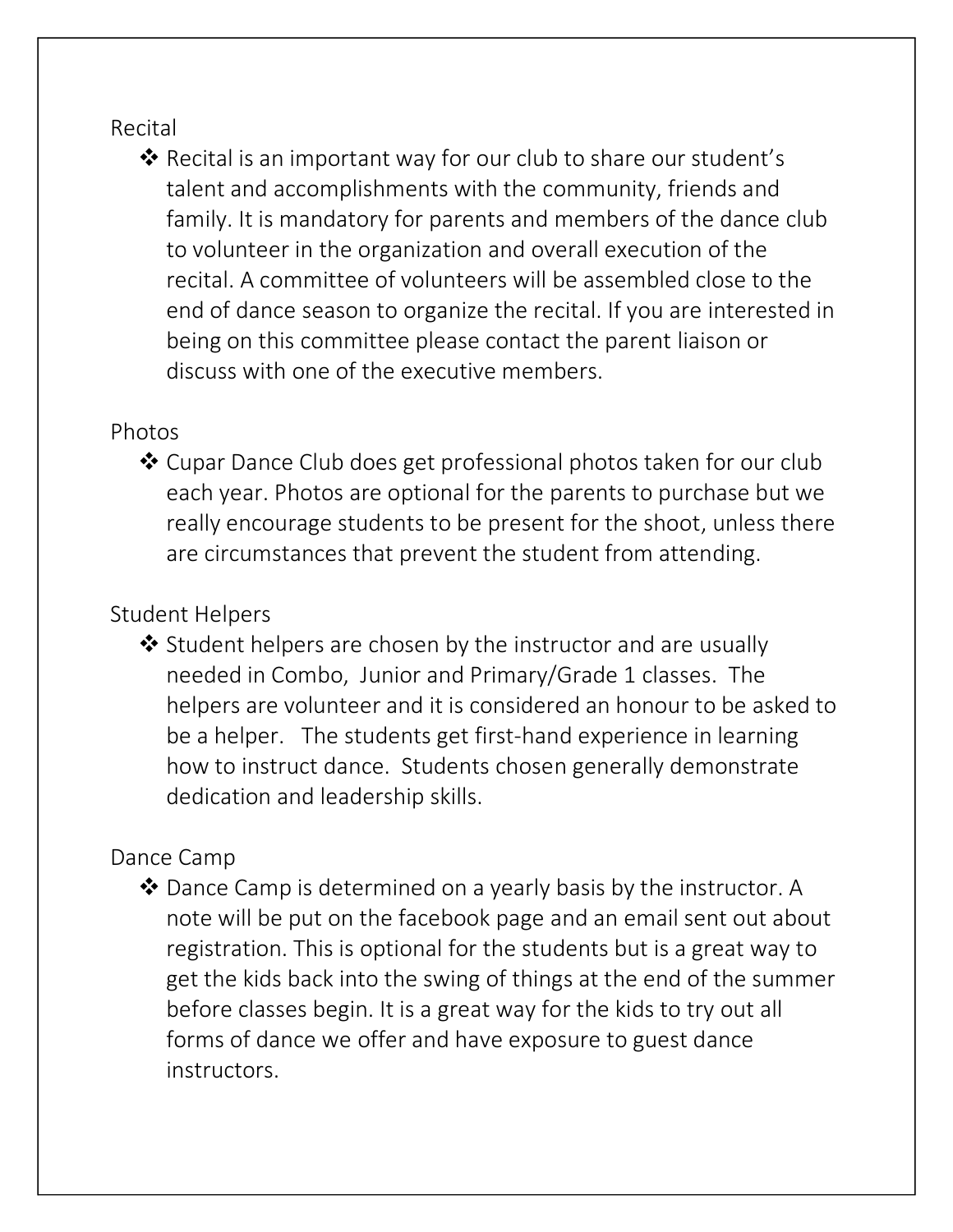## Recital

- Recital is an important way for our club to share our student's talent and accomplishments with the community, friends and family. It is mandatory for parents and members of the dance club to volunteer in the organization and overall execution of the recital. A committee of volunteers will be assembled close to the end of dance season to organize the recital. If you are interested in being on this committee please contact the parent liaison or discuss with one of the executive members.

## Photos

- Cupar Dance Club does get professional photos taken for our club each year. Photos are optional for the parents to purchase but we really encourage students to be present for the shoot, unless there are circumstances that prevent the student from attending.

## Student Helpers

- Student helpers are chosen by the instructor and are usually needed in Combo, Junior and Primary/Grade 1 classes. The helpers are volunteer and it is considered an honour to be asked to be a helper. The students get first-hand experience in learning how to instruct dance. Students chosen generally demonstrate dedication and leadership skills.

## Dance Camp

- Dance Camp is determined on a yearly basis by the instructor. A note will be put on the facebook page and an email sent out about registration. This is optional for the students but is a great way to get the kids back into the swing of things at the end of the summer before classes begin. It is a great way for the kids to try out all forms of dance we offer and have exposure to guest dance instructors.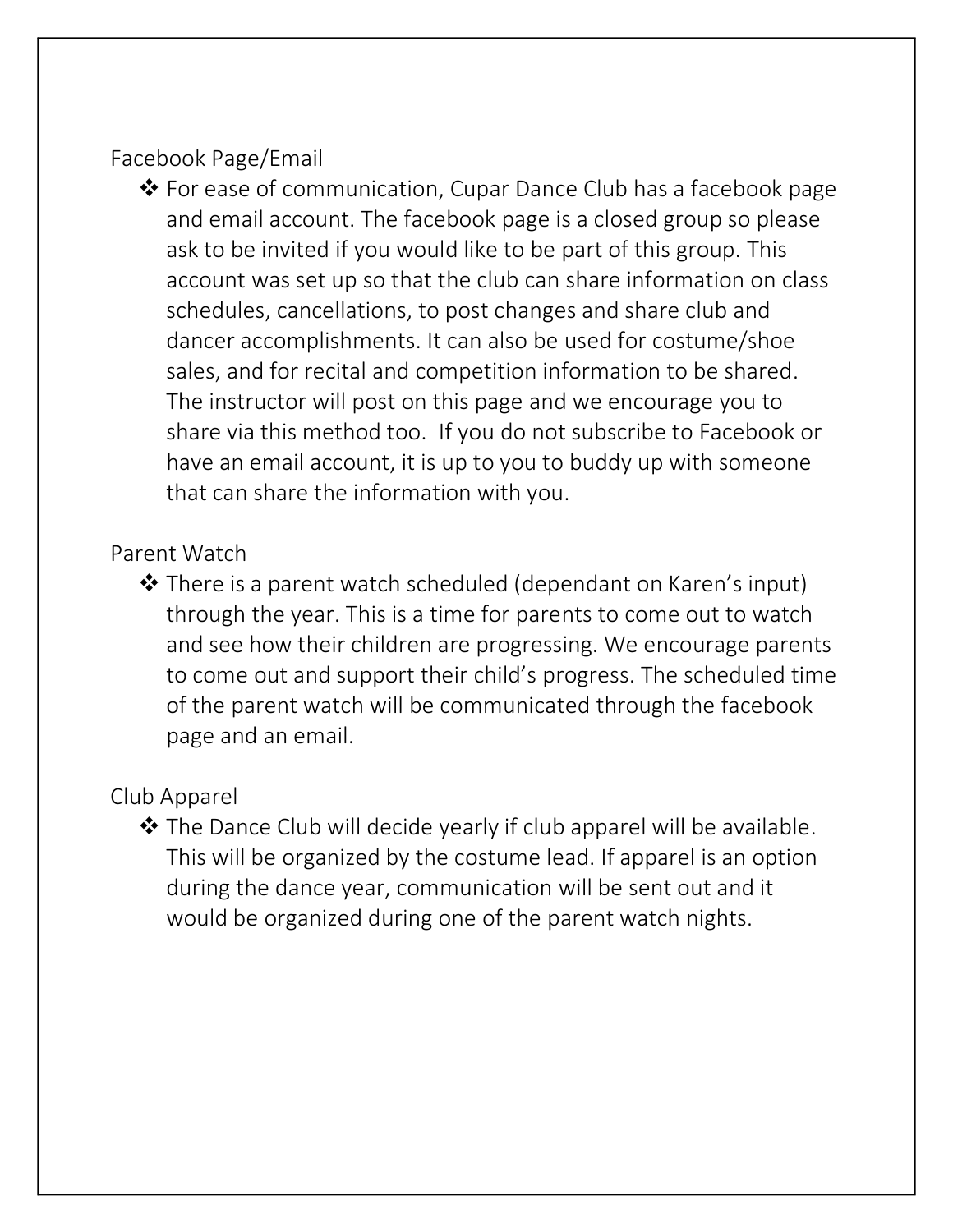Facebook Page/Email

- For ease of communication, Cupar Dance Club has a facebook page and email account. The facebook page is a closed group so please ask to be invited if you would like to be part of this group. This account was set up so that the club can share information on class schedules, cancellations, to post changes and share club and dancer accomplishments. It can also be used for costume/shoe sales, and for recital and competition information to be shared. The instructor will post on this page and we encourage you to share via this method too. If you do not subscribe to Facebook or have an email account, it is up to you to buddy up with someone that can share the information with you.

Parent Watch

- There is a parent watch scheduled (dependant on Karen's input) through the year. This is a time for parents to come out to watch and see how their children are progressing. We encourage parents to come out and support their child's progress. The scheduled time of the parent watch will be communicated through the facebook page and an email.

Club Apparel

- The Dance Club will decide yearly if club apparel will be available. This will be organized by the costume lead. If apparel is an option during the dance year, communication will be sent out and it would be organized during one of the parent watch nights.